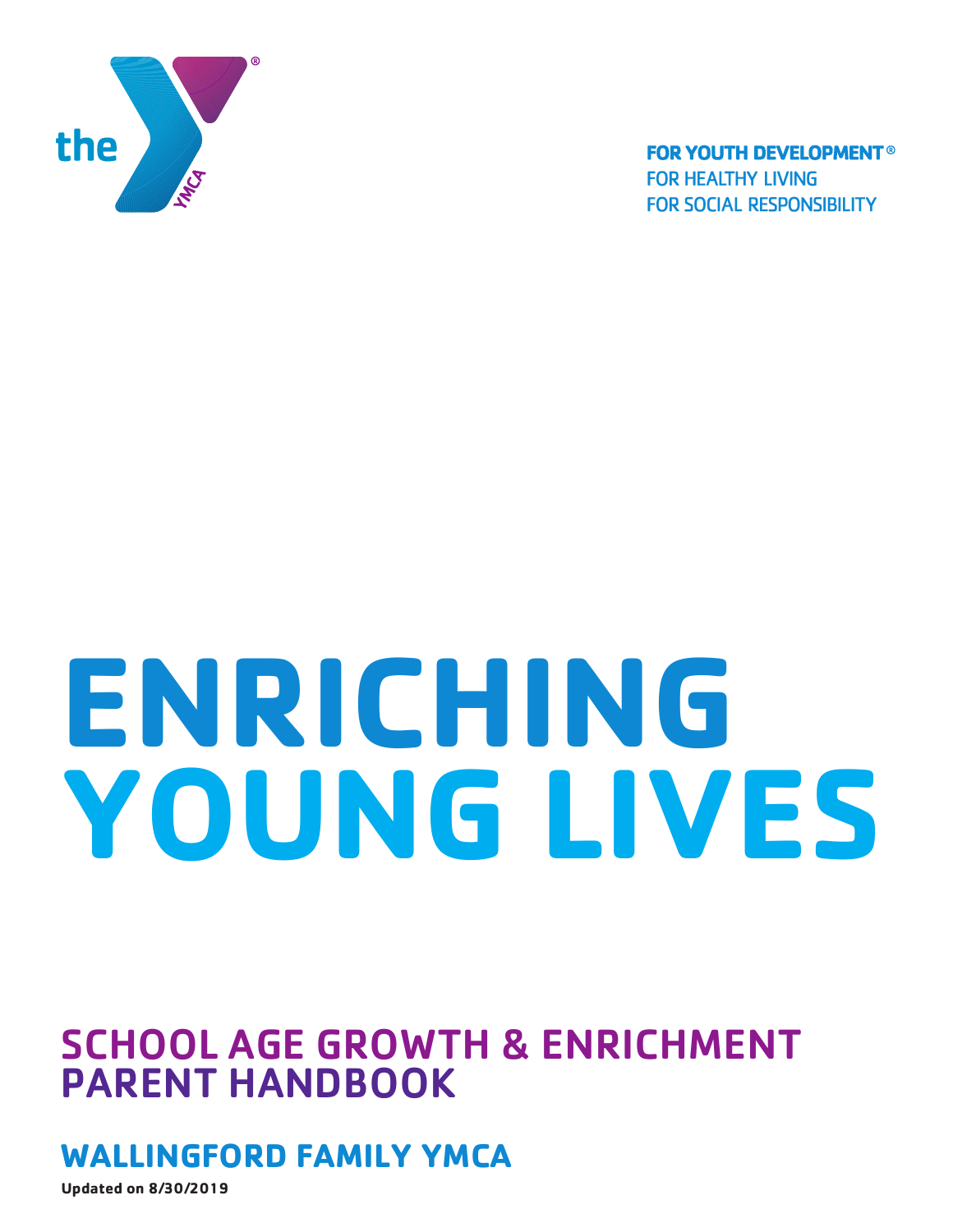the YMCA

FOR YOUTH DEVELOPMENT®
FOR HEALTHY LIVING
FOR SOCIAL RESPONSIBILITY

# ENRICHING YOUNG LIVES

## SCHOOL AGE GROWTH & ENRICHMENT PARENT HANDBOOK

## WALLINGFORD FAMILY YMCA

**Updated on 8/30/2019**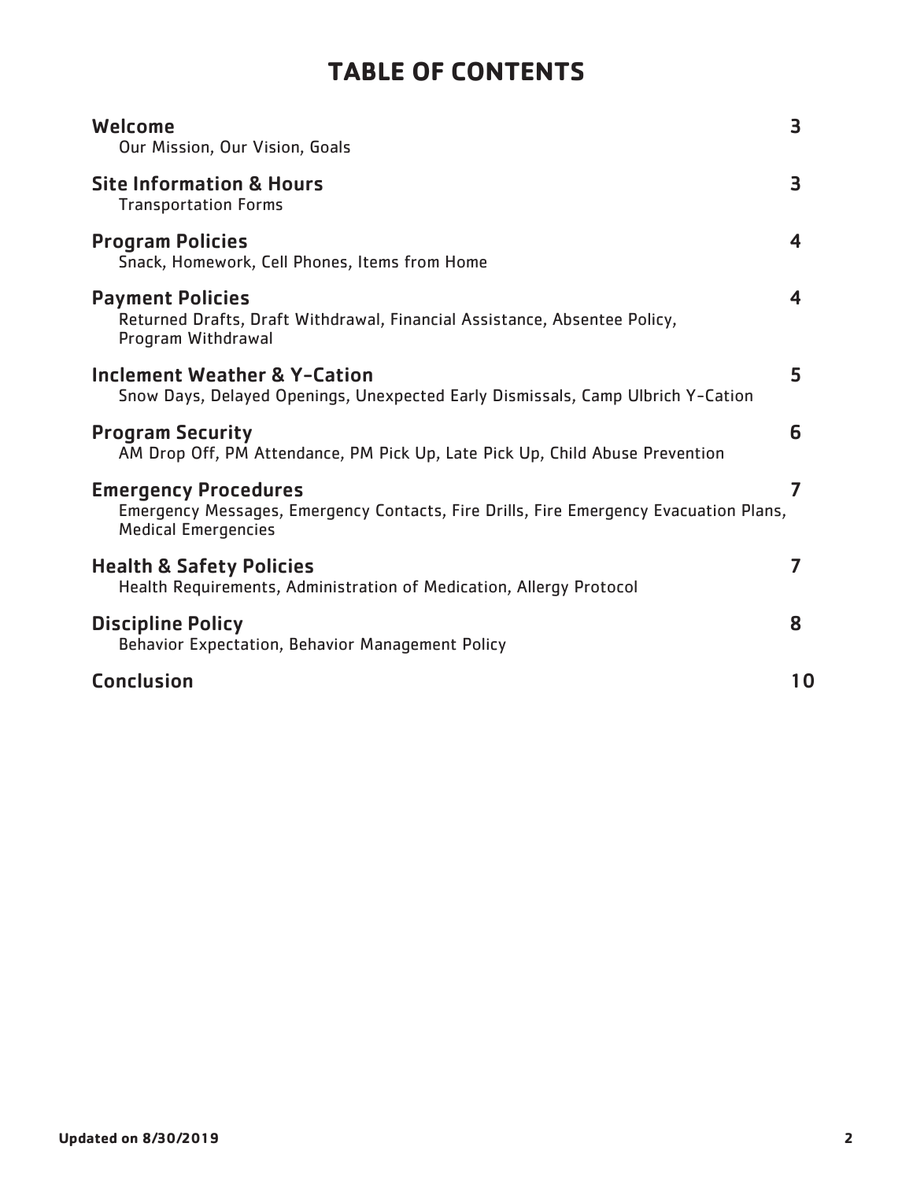# TABLE OF CONTENTS

| Section | Page |
|---|---|
| **Welcome**<br>Our Mission, Our Vision, Goals | 3 |
| **Site Information & Hours**<br>Transportation Forms | 3 |
| **Program Policies**<br>Snack, Homework, Cell Phones, Items from Home | 4 |
| **Payment Policies**<br>Returned Drafts, Draft Withdrawal, Financial Assistance, Absentee Policy, Program Withdrawal | 4 |
| **Inclement Weather & Y-Cation**<br>Snow Days, Delayed Openings, Unexpected Early Dismissals, Camp Ulbrich Y-Cation | 5 |
| **Program Security**<br>AM Drop Off, PM Attendance, PM Pick Up, Late Pick Up, Child Abuse Prevention | 6 |
| **Emergency Procedures**<br>Emergency Messages, Emergency Contacts, Fire Drills, Fire Emergency Evacuation Plans, Medical Emergencies | 7 |
| **Health & Safety Policies**<br>Health Requirements, Administration of Medication, Allergy Protocol | 7 |
| **Discipline Policy**<br>Behavior Expectation, Behavior Management Policy | 8 |
| **Conclusion** | 10 |

Updated on 8/30/2019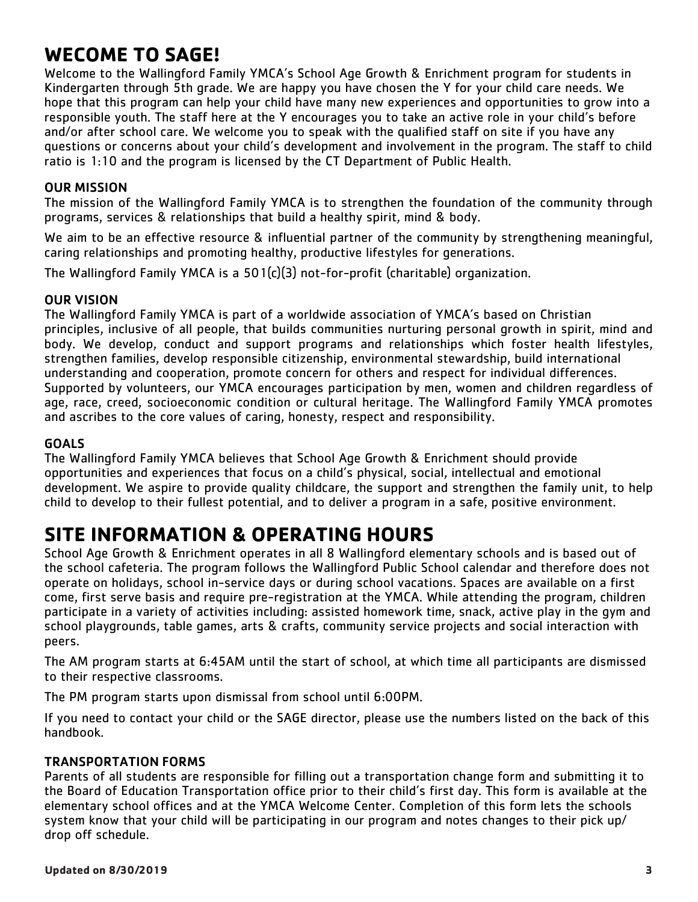# WECOME TO SAGE!

Welcome to the Wallingford Family YMCA's School Age Growth & Enrichment program for students in Kindergarten through 5th grade. We are happy you have chosen the Y for your child care needs. We hope that this program can help your child have many new experiences and opportunities to grow into a responsible youth. The staff here at the Y encourages you to take an active role in your child's before and/or after school care. We welcome you to speak with the qualified staff on site if you have any questions or concerns about your child's development and involvement in the program. The staff to child ratio is 1:10 and the program is licensed by the CT Department of Public Health.

### OUR MISSION

The mission of the Wallingford Family YMCA is to strengthen the foundation of the community through programs, services & relationships that build a healthy spirit, mind & body.

We aim to be an effective resource & influential partner of the community by strengthening meaningful, caring relationships and promoting healthy, productive lifestyles for generations.

The Wallingford Family YMCA is a 501(c)(3) not-for-profit (charitable) organization.

### OUR VISION

The Wallingford Family YMCA is part of a worldwide association of YMCA's based on Christian principles, inclusive of all people, that builds communities nurturing personal growth in spirit, mind and body. We develop, conduct and support programs and relationships which foster health lifestyles, strengthen families, develop responsible citizenship, environmental stewardship, build international understanding and cooperation, promote concern for others and respect for individual differences. Supported by volunteers, our YMCA encourages participation by men, women and children regardless of age, race, creed, socioeconomic condition or cultural heritage. The Wallingford Family YMCA promotes and ascribes to the core values of caring, honesty, respect and responsibility.

### GOALS

The Wallingford Family YMCA believes that School Age Growth & Enrichment should provide opportunities and experiences that focus on a child's physical, social, intellectual and emotional development. We aspire to provide quality childcare, the support and strengthen the family unit, to help child to develop to their fullest potential, and to deliver a program in a safe, positive environment.

# SITE INFORMATION & OPERATING HOURS

School Age Growth & Enrichment operates in all 8 Wallingford elementary schools and is based out of the school cafeteria. The program follows the Wallingford Public School calendar and therefore does not operate on holidays, school in-service days or during school vacations. Spaces are available on a first come, first serve basis and require pre-registration at the YMCA. While attending the program, children participate in a variety of activities including: assisted homework time, snack, active play in the gym and school playgrounds, table games, arts & crafts, community service projects and social interaction with peers.

The AM program starts at 6:45AM until the start of school, at which time all participants are dismissed to their respective classrooms.

The PM program starts upon dismissal from school until 6:00PM.

If you need to contact your child or the SAGE director, please use the numbers listed on the back of this handbook.

### TRANSPORTATION FORMS

Parents of all students are responsible for filling out a transportation change form and submitting it to the Board of Education Transportation office prior to their child's first day. This form is available at the elementary school offices and at the YMCA Welcome Center. Completion of this form lets the schools system know that your child will be participating in our program and notes changes to their pick up/ drop off schedule.

**Updated on 8/30/2019**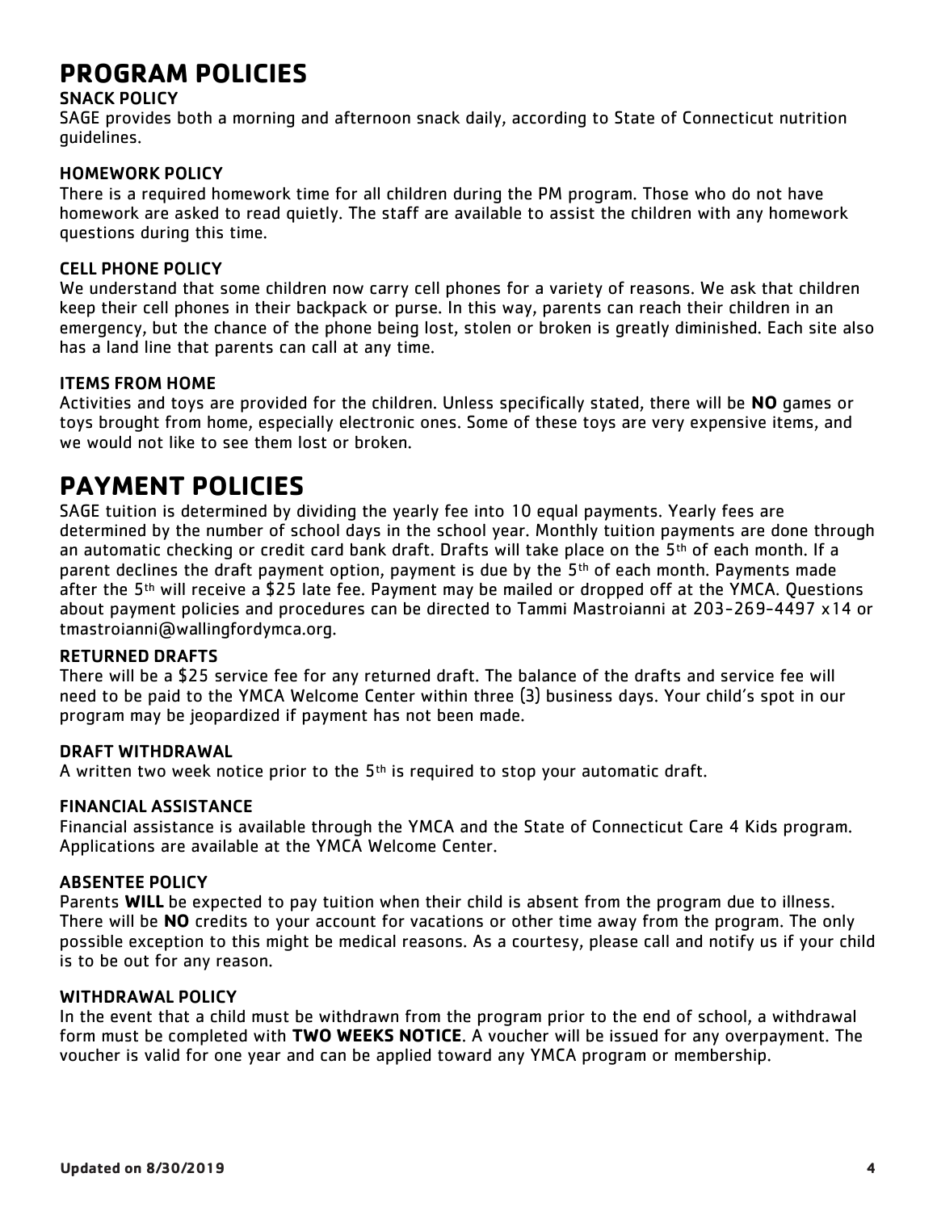# PROGRAM POLICIES

### SNACK POLICY

SAGE provides both a morning and afternoon snack daily, according to State of Connecticut nutrition guidelines.

### HOMEWORK POLICY

There is a required homework time for all children during the PM program. Those who do not have homework are asked to read quietly. The staff are available to assist the children with any homework questions during this time.

### CELL PHONE POLICY

We understand that some children now carry cell phones for a variety of reasons. We ask that children keep their cell phones in their backpack or purse. In this way, parents can reach their children in an emergency, but the chance of the phone being lost, stolen or broken is greatly diminished. Each site also has a land line that parents can call at any time.

### ITEMS FROM HOME

Activities and toys are provided for the children. Unless specifically stated, there will be **NO** games or toys brought from home, especially electronic ones. Some of these toys are very expensive items, and we would not like to see them lost or broken.

# PAYMENT POLICIES

SAGE tuition is determined by dividing the yearly fee into 10 equal payments. Yearly fees are determined by the number of school days in the school year. Monthly tuition payments are done through an automatic checking or credit card bank draft. Drafts will take place on the 5th of each month. If a parent declines the draft payment option, payment is due by the 5th of each month. Payments made after the 5th will receive a $25 late fee. Payment may be mailed or dropped off at the YMCA. Questions about payment policies and procedures can be directed to Tammi Mastroianni at 203-269-4497 x14 or tmastroianni@wallingfordymca.org.

### RETURNED DRAFTS

There will be a $25 service fee for any returned draft. The balance of the drafts and service fee will need to be paid to the YMCA Welcome Center within three (3) business days. Your child's spot in our program may be jeopardized if payment has not been made.

### DRAFT WITHDRAWAL

A written two week notice prior to the 5th is required to stop your automatic draft.

### FINANCIAL ASSISTANCE

Financial assistance is available through the YMCA and the State of Connecticut Care 4 Kids program. Applications are available at the YMCA Welcome Center.

### ABSENTEE POLICY

Parents **WILL** be expected to pay tuition when their child is absent from the program due to illness. There will be **NO** credits to your account for vacations or other time away from the program. The only possible exception to this might be medical reasons. As a courtesy, please call and notify us if your child is to be out for any reason.

### WITHDRAWAL POLICY

In the event that a child must be withdrawn from the program prior to the end of school, a withdrawal form must be completed with **TWO WEEKS NOTICE**. A voucher will be issued for any overpayment. The voucher is valid for one year and can be applied toward any YMCA program or membership.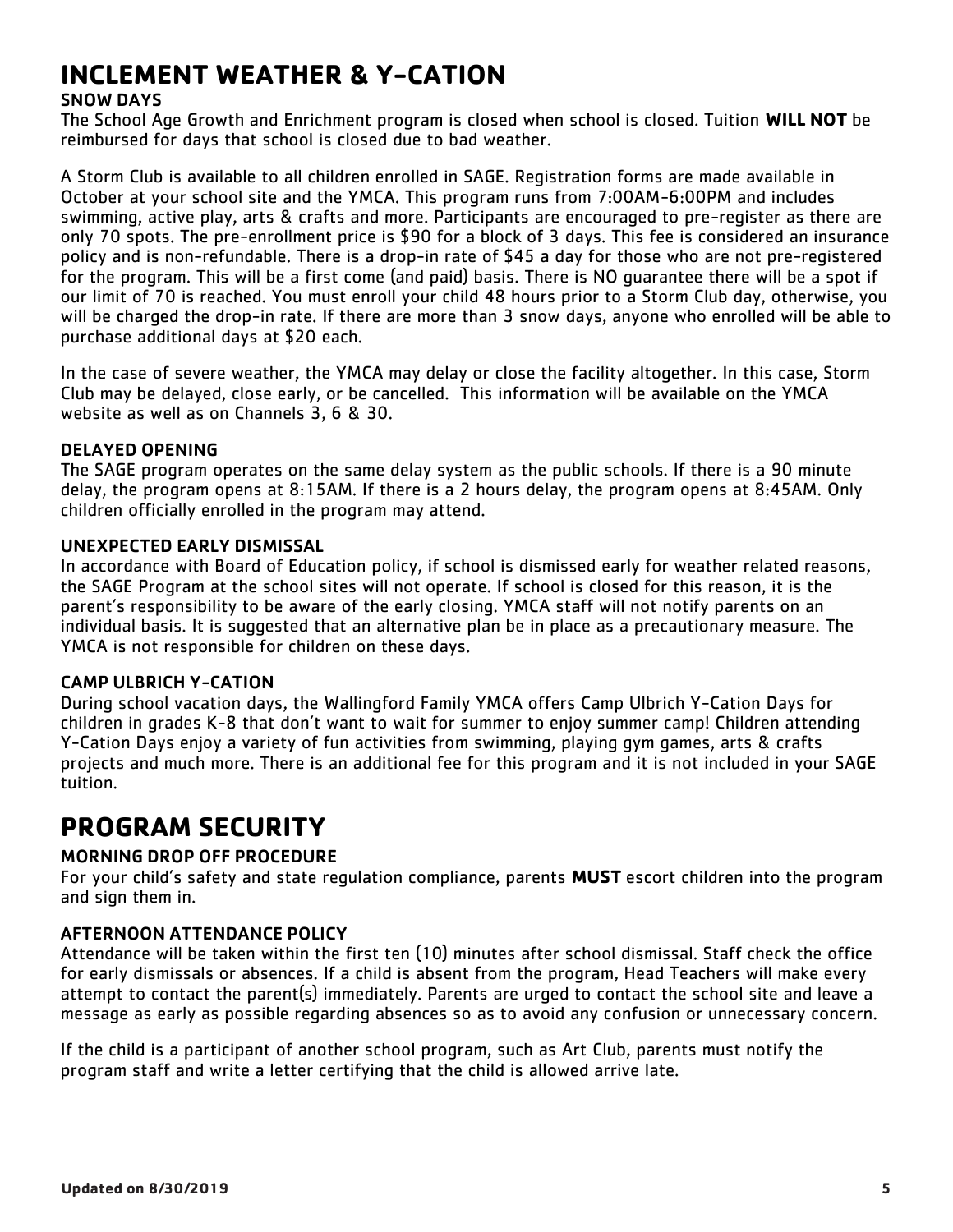# INCLEMENT WEATHER & Y-CATION

### SNOW DAYS

The School Age Growth and Enrichment program is closed when school is closed. Tuition **WILL NOT** be reimbursed for days that school is closed due to bad weather.

A Storm Club is available to all children enrolled in SAGE. Registration forms are made available in October at your school site and the YMCA. This program runs from 7:00AM-6:00PM and includes swimming, active play, arts & crafts and more. Participants are encouraged to pre-register as there are only 70 spots. The pre-enrollment price is $90 for a block of 3 days. This fee is considered an insurance policy and is non-refundable. There is a drop-in rate of $45 a day for those who are not pre-registered for the program. This will be a first come (and paid) basis. There is NO guarantee there will be a spot if our limit of 70 is reached. You must enroll your child 48 hours prior to a Storm Club day, otherwise, you will be charged the drop-in rate. If there are more than 3 snow days, anyone who enrolled will be able to purchase additional days at $20 each.

In the case of severe weather, the YMCA may delay or close the facility altogether. In this case, Storm Club may be delayed, close early, or be cancelled. This information will be available on the YMCA website as well as on Channels 3, 6 & 30.

### DELAYED OPENING

The SAGE program operates on the same delay system as the public schools. If there is a 90 minute delay, the program opens at 8:15AM. If there is a 2 hours delay, the program opens at 8:45AM. Only children officially enrolled in the program may attend.

### UNEXPECTED EARLY DISMISSAL

In accordance with Board of Education policy, if school is dismissed early for weather related reasons, the SAGE Program at the school sites will not operate. If school is closed for this reason, it is the parent's responsibility to be aware of the early closing. YMCA staff will not notify parents on an individual basis. It is suggested that an alternative plan be in place as a precautionary measure. The YMCA is not responsible for children on these days.

### CAMP ULBRICH Y-CATION

During school vacation days, the Wallingford Family YMCA offers Camp Ulbrich Y-Cation Days for children in grades K-8 that don't want to wait for summer to enjoy summer camp! Children attending Y-Cation Days enjoy a variety of fun activities from swimming, playing gym games, arts & crafts projects and much more. There is an additional fee for this program and it is not included in your SAGE tuition.

# PROGRAM SECURITY

### MORNING DROP OFF PROCEDURE

For your child's safety and state regulation compliance, parents **MUST** escort children into the program and sign them in.

### AFTERNOON ATTENDANCE POLICY

Attendance will be taken within the first ten (10) minutes after school dismissal. Staff check the office for early dismissals or absences. If a child is absent from the program, Head Teachers will make every attempt to contact the parent(s) immediately. Parents are urged to contact the school site and leave a message as early as possible regarding absences so as to avoid any confusion or unnecessary concern.

If the child is a participant of another school program, such as Art Club, parents must notify the program staff and write a letter certifying that the child is allowed arrive late.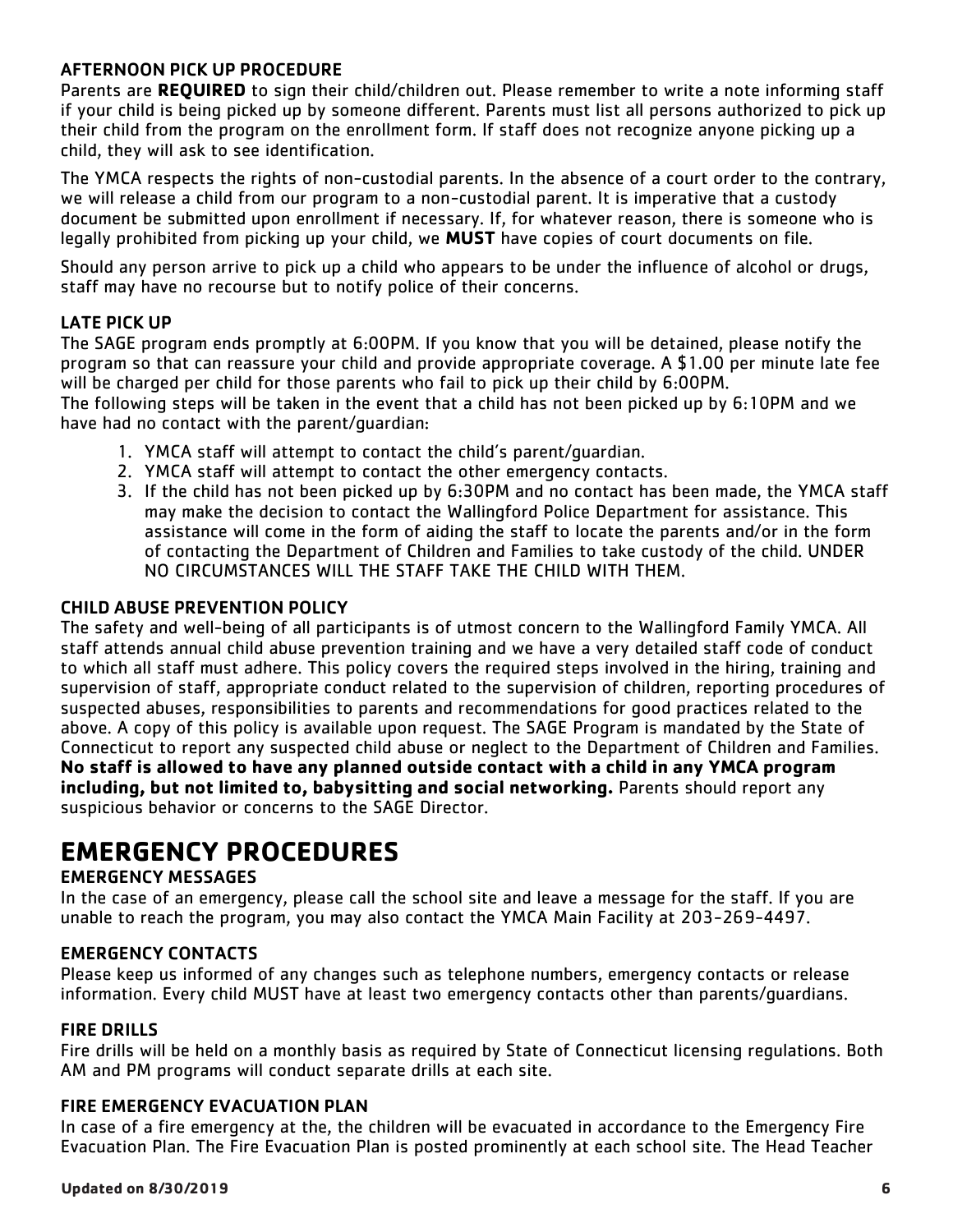### AFTERNOON PICK UP PROCEDURE

Parents are **REQUIRED** to sign their child/children out. Please remember to write a note informing staff if your child is being picked up by someone different. Parents must list all persons authorized to pick up their child from the program on the enrollment form. If staff does not recognize anyone picking up a child, they will ask to see identification.

The YMCA respects the rights of non-custodial parents. In the absence of a court order to the contrary, we will release a child from our program to a non-custodial parent. It is imperative that a custody document be submitted upon enrollment if necessary. If, for whatever reason, there is someone who is legally prohibited from picking up your child, we **MUST** have copies of court documents on file.

Should any person arrive to pick up a child who appears to be under the influence of alcohol or drugs, staff may have no recourse but to notify police of their concerns.

### LATE PICK UP

The SAGE program ends promptly at 6:00PM. If you know that you will be detained, please notify the program so that can reassure your child and provide appropriate coverage. A $1.00 per minute late fee will be charged per child for those parents who fail to pick up their child by 6:00PM.
The following steps will be taken in the event that a child has not been picked up by 6:10PM and we have had no contact with the parent/guardian:

1. YMCA staff will attempt to contact the child's parent/guardian.
2. YMCA staff will attempt to contact the other emergency contacts.
3. If the child has not been picked up by 6:30PM and no contact has been made, the YMCA staff may make the decision to contact the Wallingford Police Department for assistance. This assistance will come in the form of aiding the staff to locate the parents and/or in the form of contacting the Department of Children and Families to take custody of the child. UNDER NO CIRCUMSTANCES WILL THE STAFF TAKE THE CHILD WITH THEM.

### CHILD ABUSE PREVENTION POLICY

The safety and well-being of all participants is of utmost concern to the Wallingford Family YMCA. All staff attends annual child abuse prevention training and we have a very detailed staff code of conduct to which all staff must adhere. This policy covers the required steps involved in the hiring, training and supervision of staff, appropriate conduct related to the supervision of children, reporting procedures of suspected abuses, responsibilities to parents and recommendations for good practices related to the above. A copy of this policy is available upon request. The SAGE Program is mandated by the State of Connecticut to report any suspected child abuse or neglect to the Department of Children and Families. **No staff is allowed to have any planned outside contact with a child in any YMCA program including, but not limited to, babysitting and social networking.** Parents should report any suspicious behavior or concerns to the SAGE Director.

## EMERGENCY PROCEDURES

### EMERGENCY MESSAGES

In the case of an emergency, please call the school site and leave a message for the staff. If you are unable to reach the program, you may also contact the YMCA Main Facility at 203-269-4497.

### EMERGENCY CONTACTS

Please keep us informed of any changes such as telephone numbers, emergency contacts or release information. Every child MUST have at least two emergency contacts other than parents/guardians.

### FIRE DRILLS

Fire drills will be held on a monthly basis as required by State of Connecticut licensing regulations. Both AM and PM programs will conduct separate drills at each site.

### FIRE EMERGENCY EVACUATION PLAN

In case of a fire emergency at the, the children will be evacuated in accordance to the Emergency Fire Evacuation Plan. The Fire Evacuation Plan is posted prominently at each school site. The Head Teacher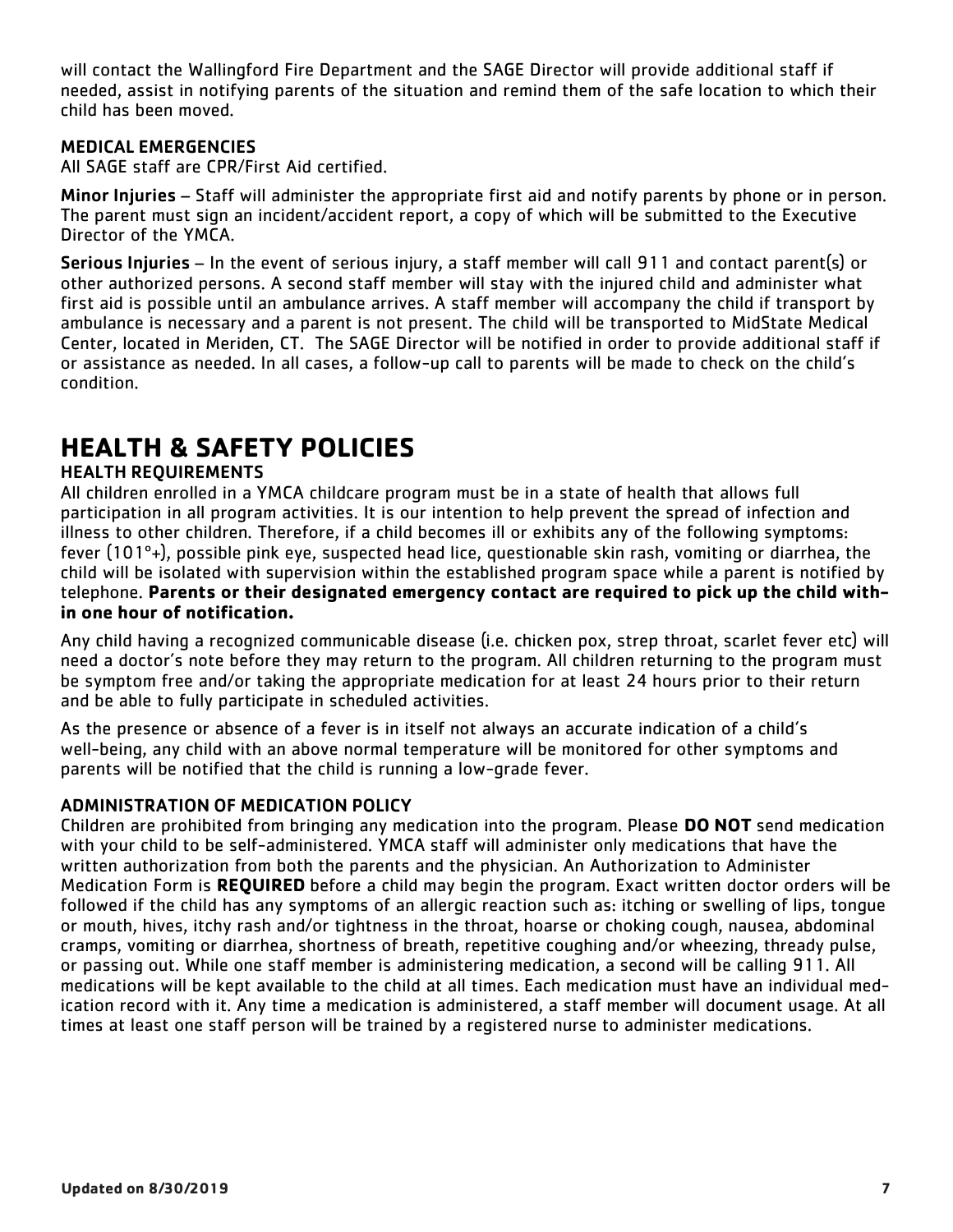will contact the Wallingford Fire Department and the SAGE Director will provide additional staff if needed, assist in notifying parents of the situation and remind them of the safe location to which their child has been moved.

### MEDICAL EMERGENCIES

All SAGE staff are CPR/First Aid certified.

**Minor Injuries** – Staff will administer the appropriate first aid and notify parents by phone or in person. The parent must sign an incident/accident report, a copy of which will be submitted to the Executive Director of the YMCA.

**Serious Injuries** – In the event of serious injury, a staff member will call 911 and contact parent(s) or other authorized persons. A second staff member will stay with the injured child and administer what first aid is possible until an ambulance arrives. A staff member will accompany the child if transport by ambulance is necessary and a parent is not present. The child will be transported to MidState Medical Center, located in Meriden, CT. The SAGE Director will be notified in order to provide additional staff if or assistance as needed. In all cases, a follow-up call to parents will be made to check on the child's condition.

# HEALTH & SAFETY POLICIES

### HEALTH REQUIREMENTS

All children enrolled in a YMCA childcare program must be in a state of health that allows full participation in all program activities. It is our intention to help prevent the spread of infection and illness to other children. Therefore, if a child becomes ill or exhibits any of the following symptoms: fever (101°+), possible pink eye, suspected head lice, questionable skin rash, vomiting or diarrhea, the child will be isolated with supervision within the established program space while a parent is notified by telephone. **Parents or their designated emergency contact are required to pick up the child within one hour of notification.**

Any child having a recognized communicable disease (i.e. chicken pox, strep throat, scarlet fever etc) will need a doctor's note before they may return to the program. All children returning to the program must be symptom free and/or taking the appropriate medication for at least 24 hours prior to their return and be able to fully participate in scheduled activities.

As the presence or absence of a fever is in itself not always an accurate indication of a child's well-being, any child with an above normal temperature will be monitored for other symptoms and parents will be notified that the child is running a low-grade fever.

### ADMINISTRATION OF MEDICATION POLICY

Children are prohibited from bringing any medication into the program. Please **DO NOT** send medication with your child to be self-administered. YMCA staff will administer only medications that have the written authorization from both the parents and the physician. An Authorization to Administer Medication Form is **REQUIRED** before a child may begin the program. Exact written doctor orders will be followed if the child has any symptoms of an allergic reaction such as: itching or swelling of lips, tongue or mouth, hives, itchy rash and/or tightness in the throat, hoarse or choking cough, nausea, abdominal cramps, vomiting or diarrhea, shortness of breath, repetitive coughing and/or wheezing, thready pulse, or passing out. While one staff member is administering medication, a second will be calling 911. All medications will be kept available to the child at all times. Each medication must have an individual medication record with it. Any time a medication is administered, a staff member will document usage. At all times at least one staff person will be trained by a registered nurse to administer medications.

**Updated on 8/30/2019**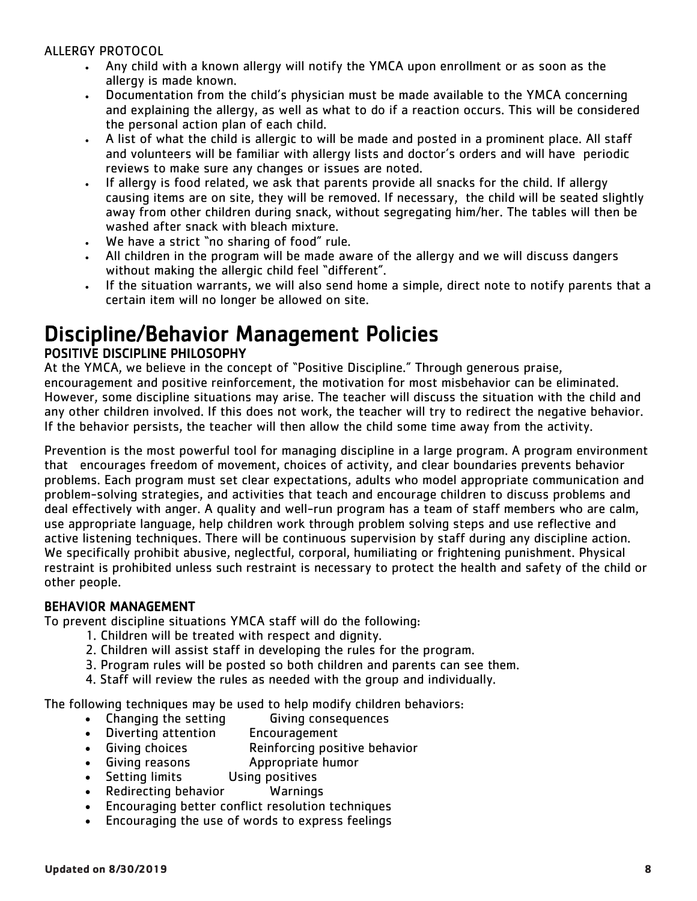ALLERGY PROTOCOL

- Any child with a known allergy will notify the YMCA upon enrollment or as soon as the allergy is made known.
- Documentation from the child's physician must be made available to the YMCA concerning and explaining the allergy, as well as what to do if a reaction occurs. This will be considered the personal action plan of each child.
- A list of what the child is allergic to will be made and posted in a prominent place. All staff and volunteers will be familiar with allergy lists and doctor's orders and will have periodic reviews to make sure any changes or issues are noted.
- If allergy is food related, we ask that parents provide all snacks for the child. If allergy causing items are on site, they will be removed. If necessary, the child will be seated slightly away from other children during snack, without segregating him/her. The tables will then be washed after snack with bleach mixture.
- We have a strict "no sharing of food" rule.
- All children in the program will be made aware of the allergy and we will discuss dangers without making the allergic child feel "different".
- If the situation warrants, we will also send home a simple, direct note to notify parents that a certain item will no longer be allowed on site.

# Discipline/Behavior Management Policies

## POSITIVE DISCIPLINE PHILOSOPHY

At the YMCA, we believe in the concept of "Positive Discipline." Through generous praise, encouragement and positive reinforcement, the motivation for most misbehavior can be eliminated. However, some discipline situations may arise. The teacher will discuss the situation with the child and any other children involved. If this does not work, the teacher will try to redirect the negative behavior. If the behavior persists, the teacher will then allow the child some time away from the activity.

Prevention is the most powerful tool for managing discipline in a large program. A program environment that encourages freedom of movement, choices of activity, and clear boundaries prevents behavior problems. Each program must set clear expectations, adults who model appropriate communication and problem-solving strategies, and activities that teach and encourage children to discuss problems and deal effectively with anger. A quality and well-run program has a team of staff members who are calm, use appropriate language, help children work through problem solving steps and use reflective and active listening techniques. There will be continuous supervision by staff during any discipline action. We specifically prohibit abusive, neglectful, corporal, humiliating or frightening punishment. Physical restraint is prohibited unless such restraint is necessary to protect the health and safety of the child or other people.

## BEHAVIOR MANAGEMENT

To prevent discipline situations YMCA staff will do the following:

1. Children will be treated with respect and dignity.
2. Children will assist staff in developing the rules for the program.
3. Program rules will be posted so both children and parents can see them.
4. Staff will review the rules as needed with the group and individually.

The following techniques may be used to help modify children behaviors:

- Changing the setting
- Diverting attention
- Giving choices
- Giving reasons
- Setting limits
- Redirecting behavior
- Giving consequences
- Encouragement
- Reinforcing positive behavior
- Appropriate humor
- Using positives
- Warnings
- Encouraging better conflict resolution techniques
- Encouraging the use of words to express feelings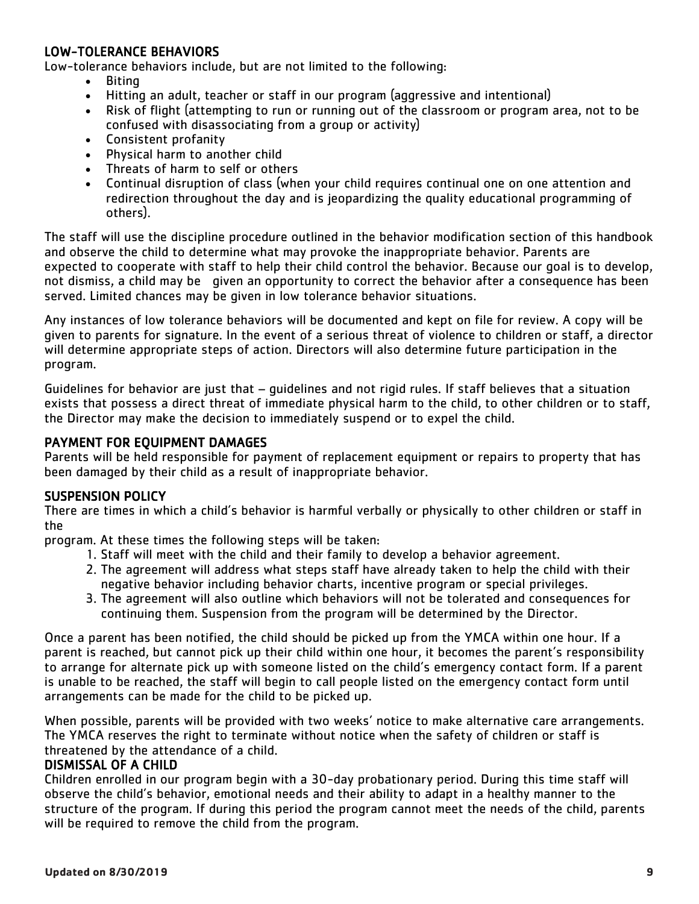## LOW-TOLERANCE BEHAVIORS

Low-tolerance behaviors include, but are not limited to the following:

- Biting
- Hitting an adult, teacher or staff in our program (aggressive and intentional)
- Risk of flight (attempting to run or running out of the classroom or program area, not to be confused with disassociating from a group or activity)
- Consistent profanity
- Physical harm to another child
- Threats of harm to self or others
- Continual disruption of class (when your child requires continual one on one attention and redirection throughout the day and is jeopardizing the quality educational programming of others).

The staff will use the discipline procedure outlined in the behavior modification section of this handbook and observe the child to determine what may provoke the inappropriate behavior. Parents are expected to cooperate with staff to help their child control the behavior. Because our goal is to develop, not dismiss, a child may be given an opportunity to correct the behavior after a consequence has been served. Limited chances may be given in low tolerance behavior situations.

Any instances of low tolerance behaviors will be documented and kept on file for review. A copy will be given to parents for signature. In the event of a serious threat of violence to children or staff, a director will determine appropriate steps of action. Directors will also determine future participation in the program.

Guidelines for behavior are just that – guidelines and not rigid rules. If staff believes that a situation exists that possess a direct threat of immediate physical harm to the child, to other children or to staff, the Director may make the decision to immediately suspend or to expel the child.

## PAYMENT FOR EQUIPMENT DAMAGES

Parents will be held responsible for payment of replacement equipment or repairs to property that has been damaged by their child as a result of inappropriate behavior.

## SUSPENSION POLICY

There are times in which a child's behavior is harmful verbally or physically to other children or staff in the program. At these times the following steps will be taken:

1. Staff will meet with the child and their family to develop a behavior agreement.
2. The agreement will address what steps staff have already taken to help the child with their negative behavior including behavior charts, incentive program or special privileges.
3. The agreement will also outline which behaviors will not be tolerated and consequences for continuing them. Suspension from the program will be determined by the Director.

Once a parent has been notified, the child should be picked up from the YMCA within one hour. If a parent is reached, but cannot pick up their child within one hour, it becomes the parent's responsibility to arrange for alternate pick up with someone listed on the child's emergency contact form. If a parent is unable to be reached, the staff will begin to call people listed on the emergency contact form until arrangements can be made for the child to be picked up.

When possible, parents will be provided with two weeks' notice to make alternative care arrangements. The YMCA reserves the right to terminate without notice when the safety of children or staff is threatened by the attendance of a child.

## DISMISSAL OF A CHILD

Children enrolled in our program begin with a 30-day probationary period. During this time staff will observe the child's behavior, emotional needs and their ability to adapt in a healthy manner to the structure of the program. If during this period the program cannot meet the needs of the child, parents will be required to remove the child from the program.

**Updated on 8/30/2019**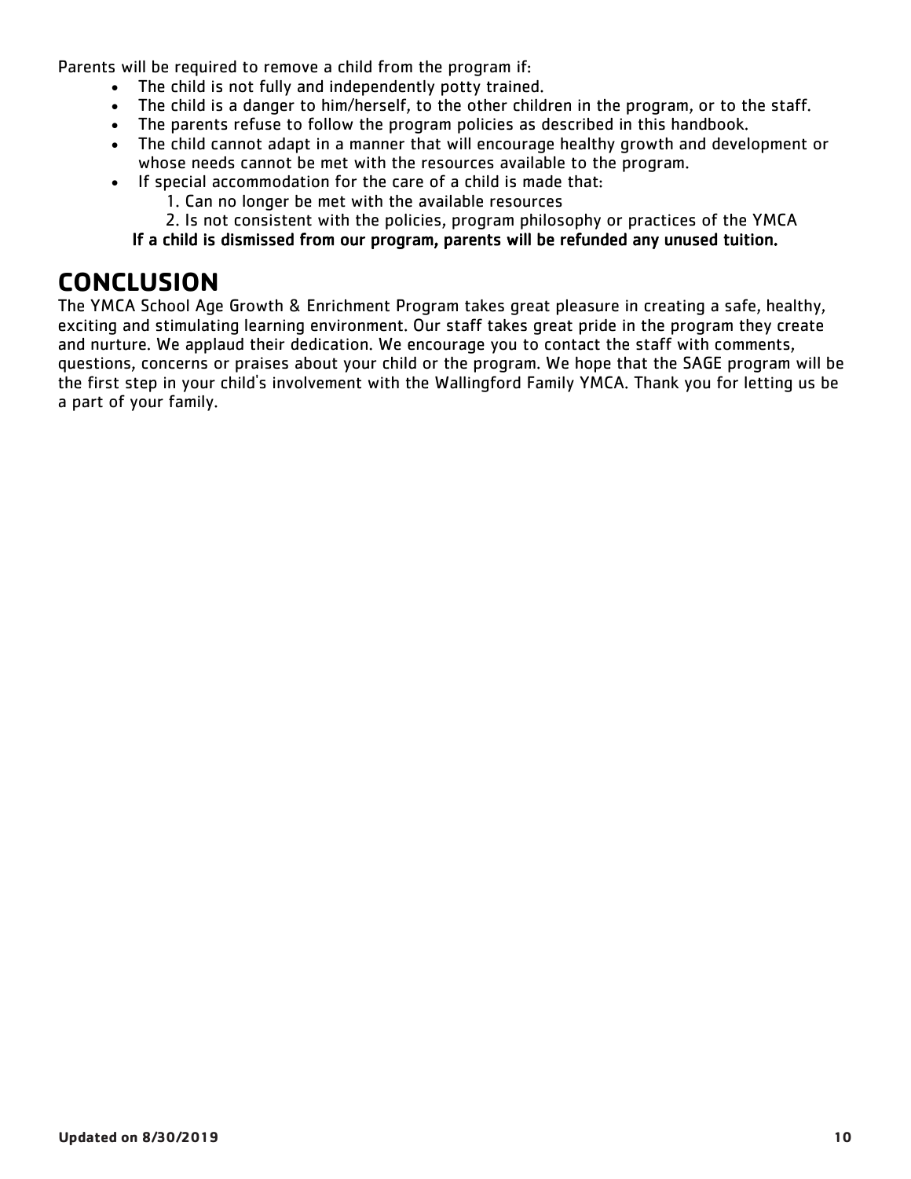Parents will be required to remove a child from the program if:

- The child is not fully and independently potty trained.
- The child is a danger to him/herself, to the other children in the program, or to the staff.
- The parents refuse to follow the program policies as described in this handbook.
- The child cannot adapt in a manner that will encourage healthy growth and development or whose needs cannot be met with the resources available to the program.
- If special accommodation for the care of a child is made that:
    1. Can no longer be met with the available resources
    2. Is not consistent with the policies, program philosophy or practices of the YMCA

**If a child is dismissed from our program, parents will be refunded any unused tuition.**

# CONCLUSION

The YMCA School Age Growth & Enrichment Program takes great pleasure in creating a safe, healthy, exciting and stimulating learning environment. Our staff takes great pride in the program they create and nurture. We applaud their dedication. We encourage you to contact the staff with comments, questions, concerns or praises about your child or the program. We hope that the SAGE program will be the first step in your child's involvement with the Wallingford Family YMCA. Thank you for letting us be a part of your family.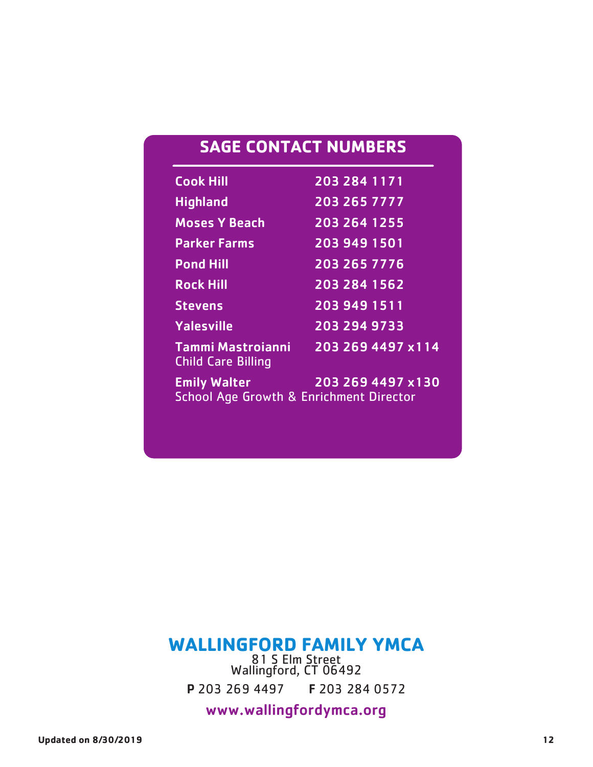## SAGE CONTACT NUMBERS

| | |
|---|---|
| **Cook Hill** | **203 284 1171** |
| **Highland** | **203 265 7777** |
| **Moses Y Beach** | **203 264 1255** |
| **Parker Farms** | **203 949 1501** |
| **Pond Hill** | **203 265 7776** |
| **Rock Hill** | **203 284 1562** |
| **Stevens** | **203 949 1511** |
| **Yalesville** | **203 294 9733** |
| **Tammi Mastroianni** Child Care Billing | **203 269 4497 x114** |
| **Emily Walter** School Age Growth & Enrichment Director | **203 269 4497 x130** |

## WALLINGFORD FAMILY YMCA

81 S Elm Street
Wallingford, CT 06492

**P** 203 269 4497 **F** 203 284 0572

**www.wallingfordymca.org**

**Updated on 8/30/2019**